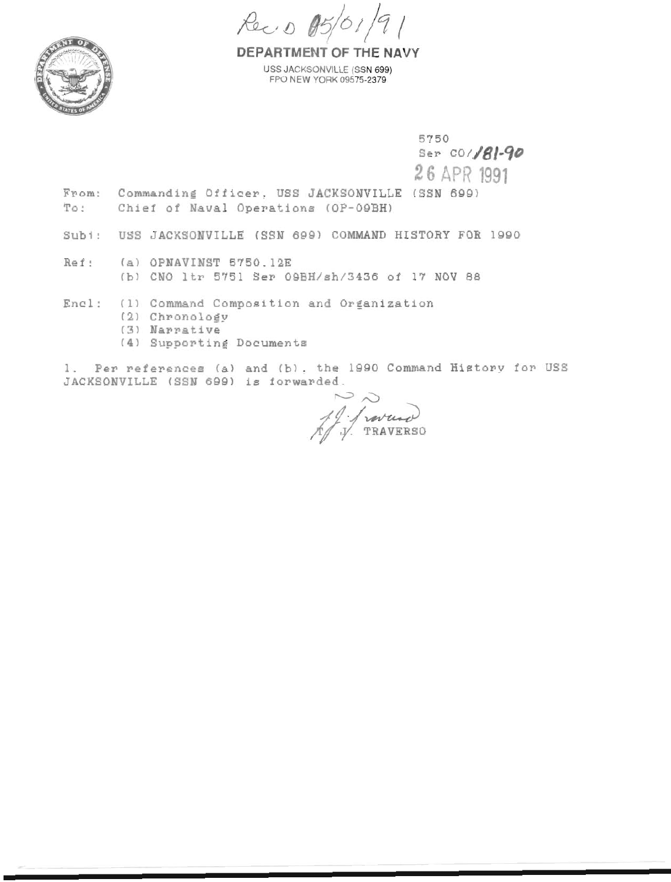Rec'd 05/01/91

**DEPARTMENT OF THE NAVY**

USS JACKSONVILLE (SSN 699)
FPO NEW YORK 09575-2379

5750
Ser CO/181-90
26 APR 1991

From: Commanding Officer, USS JACKSONVILLE (SSN 699)
To: Chief of Naval Operations (OP-09BH)

Subj: USS JACKSONVILLE (SSN 699) COMMAND HISTORY FOR 1990

Ref: (a) OPNAVINST 5750.12E
(b) CNO ltr 5751 Ser 09BH/sh/3436 of 17 NOV 88

Encl: (1) Command Composition and Organization
(2) Chronology
(3) Narrative
(4) Supporting Documents

1. Per references (a) and (b), the 1990 Command History for USS JACKSONVILLE (SSN 699) is forwarded.

T. J. TRAVERSO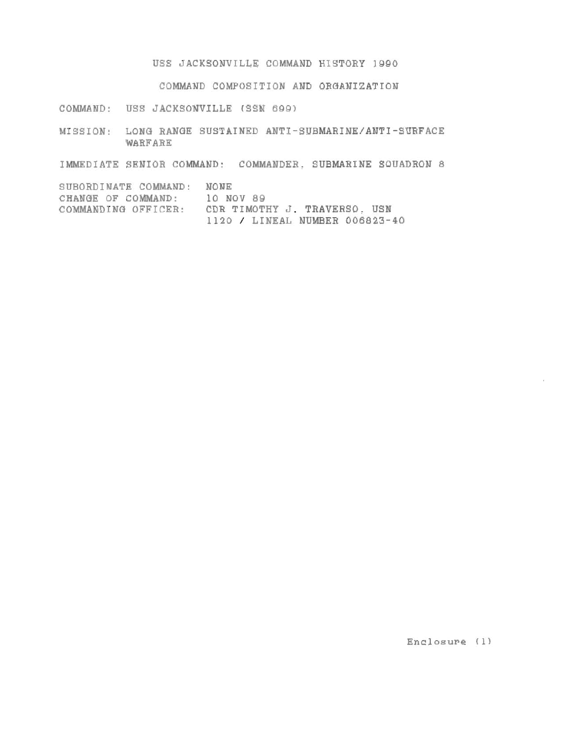# USS JACKSONVILLE COMMAND HISTORY 1990

## COMMAND COMPOSITION AND ORGANIZATION

COMMAND: USS JACKSONVILLE (SSN 699)

MISSION: LONG RANGE SUSTAINED ANTI-SUBMARINE/ANTI-SURFACE WARFARE

IMMEDIATE SENIOR COMMAND: COMMANDER, SUBMARINE SQUADRON 8

SUBORDINATE COMMAND: NONE
CHANGE OF COMMAND: 10 NOV 89
COMMANDING OFFICER: CDR TIMOTHY J. TRAVERSO, USN
1120 / LINEAL NUMBER 006823-40

Enclosure (1)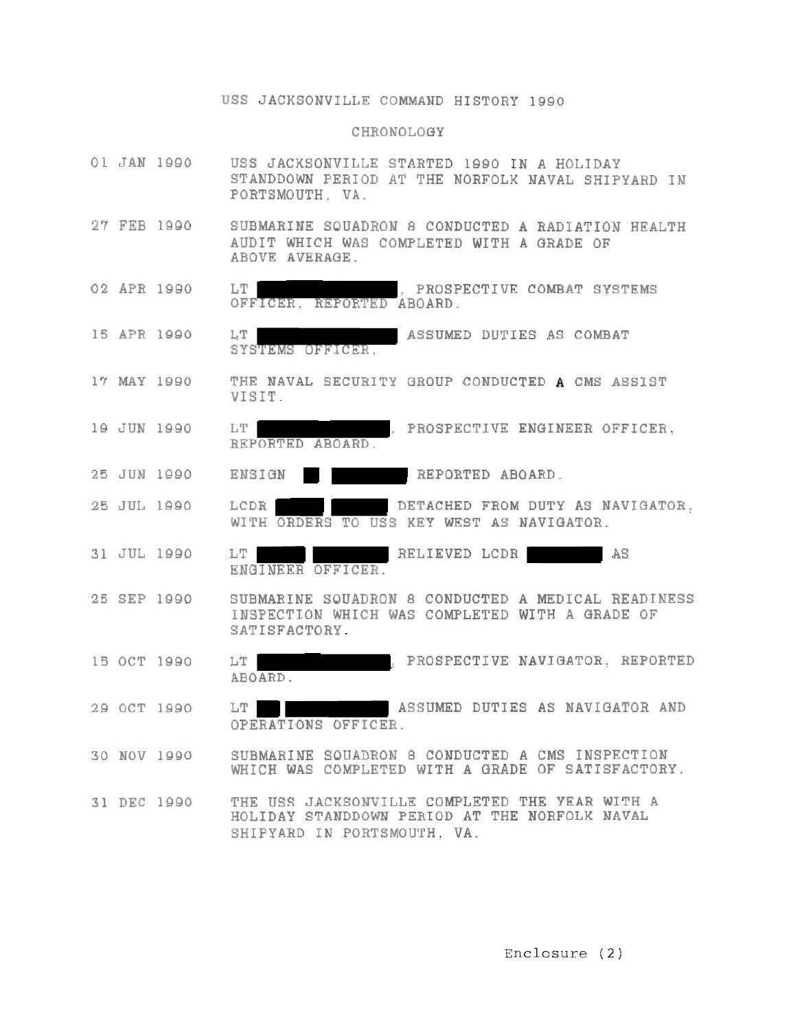USS JACKSONVILLE COMMAND HISTORY 1990

CHRONOLOGY

| | |
|---|---|
| 01 JAN 1990 | USS JACKSONVILLE STARTED 1990 IN A HOLIDAY STANDDOWN PERIOD AT THE NORFOLK NAVAL SHIPYARD IN PORTSMOUTH, VA. |
| 27 FEB 1990 | SUBMARINE SQUADRON 8 CONDUCTED A RADIATION HEALTH AUDIT WHICH WAS COMPLETED WITH A GRADE OF ABOVE AVERAGE. |
| 02 APR 1990 | LT ██████, PROSPECTIVE COMBAT SYSTEMS OFFICER, REPORTED ABOARD. |
| 15 APR 1990 | LT ██████ ASSUMED DUTIES AS COMBAT SYSTEMS OFFICER. |
| 17 MAY 1990 | THE NAVAL SECURITY GROUP CONDUCTED A CMS ASSIST VISIT. |
| 19 JUN 1990 | LT ██████, PROSPECTIVE ENGINEER OFFICER, REPORTED ABOARD. |
| 25 JUN 1990 | ENSIGN ██ ██████ REPORTED ABOARD. |
| 25 JUL 1990 | LCDR ██ ██████ DETACHED FROM DUTY AS NAVIGATOR, WITH ORDERS TO USS KEY WEST AS NAVIGATOR. |
| 31 JUL 1990 | LT ██ ██████ RELIEVED LCDR ██████ AS ENGINEER OFFICER. |
| 25 SEP 1990 | SUBMARINE SQUADRON 8 CONDUCTED A MEDICAL READINESS INSPECTION WHICH WAS COMPLETED WITH A GRADE OF SATISFACTORY. |
| 15 OCT 1990 | LT ██████, PROSPECTIVE NAVIGATOR, REPORTED ABOARD. |
| 29 OCT 1990 | LT ██ ██████ ASSUMED DUTIES AS NAVIGATOR AND OPERATIONS OFFICER. |
| 30 NOV 1990 | SUBMARINE SQUADRON 8 CONDUCTED A CMS INSPECTION WHICH WAS COMPLETED WITH A GRADE OF SATISFACTORY. |
| 31 DEC 1990 | THE USS JACKSONVILLE COMPLETED THE YEAR WITH A HOLIDAY STANDDOWN PERIOD AT THE NORFOLK NAVAL SHIPYARD IN PORTSMOUTH, VA. |

Enclosure (2)